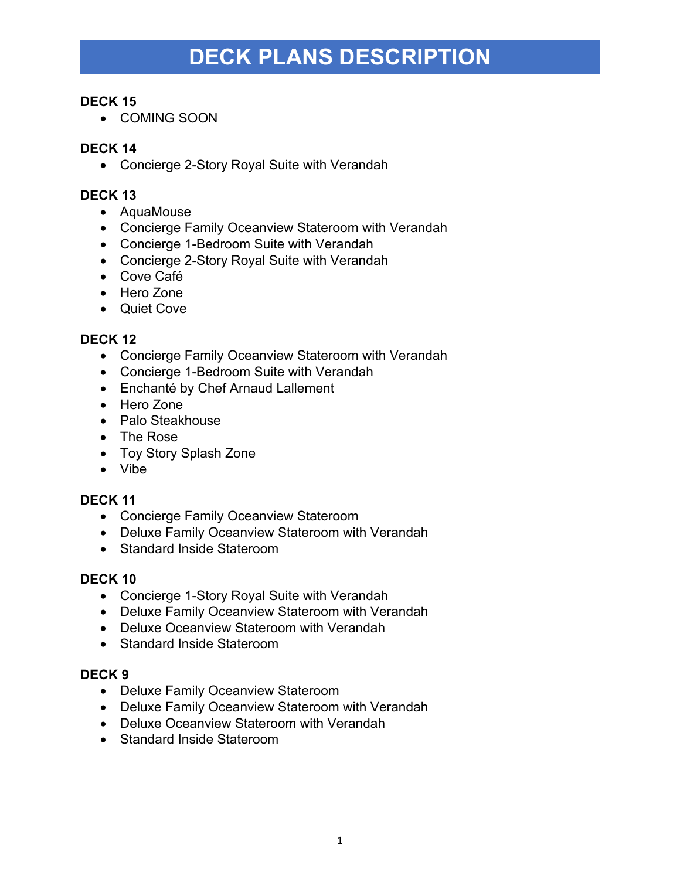# DECK PLANS DESCRIPTION

**DECK 15**

- COMING SOON

**DECK 14**

- Concierge 2-Story Royal Suite with Verandah

**DECK 13**

- AquaMouse
- Concierge Family Oceanview Stateroom with Verandah
- Concierge 1-Bedroom Suite with Verandah
- Concierge 2-Story Royal Suite with Verandah
- Cove Café
- Hero Zone
- Quiet Cove

**DECK 12**

- Concierge Family Oceanview Stateroom with Verandah
- Concierge 1-Bedroom Suite with Verandah
- Enchanté by Chef Arnaud Lallement
- Hero Zone
- Palo Steakhouse
- The Rose
- Toy Story Splash Zone
- Vibe

**DECK 11**

- Concierge Family Oceanview Stateroom
- Deluxe Family Oceanview Stateroom with Verandah
- Standard Inside Stateroom

**DECK 10**

- Concierge 1-Story Royal Suite with Verandah
- Deluxe Family Oceanview Stateroom with Verandah
- Deluxe Oceanview Stateroom with Verandah
- Standard Inside Stateroom

**DECK 9**

- Deluxe Family Oceanview Stateroom
- Deluxe Family Oceanview Stateroom with Verandah
- Deluxe Oceanview Stateroom with Verandah
- Standard Inside Stateroom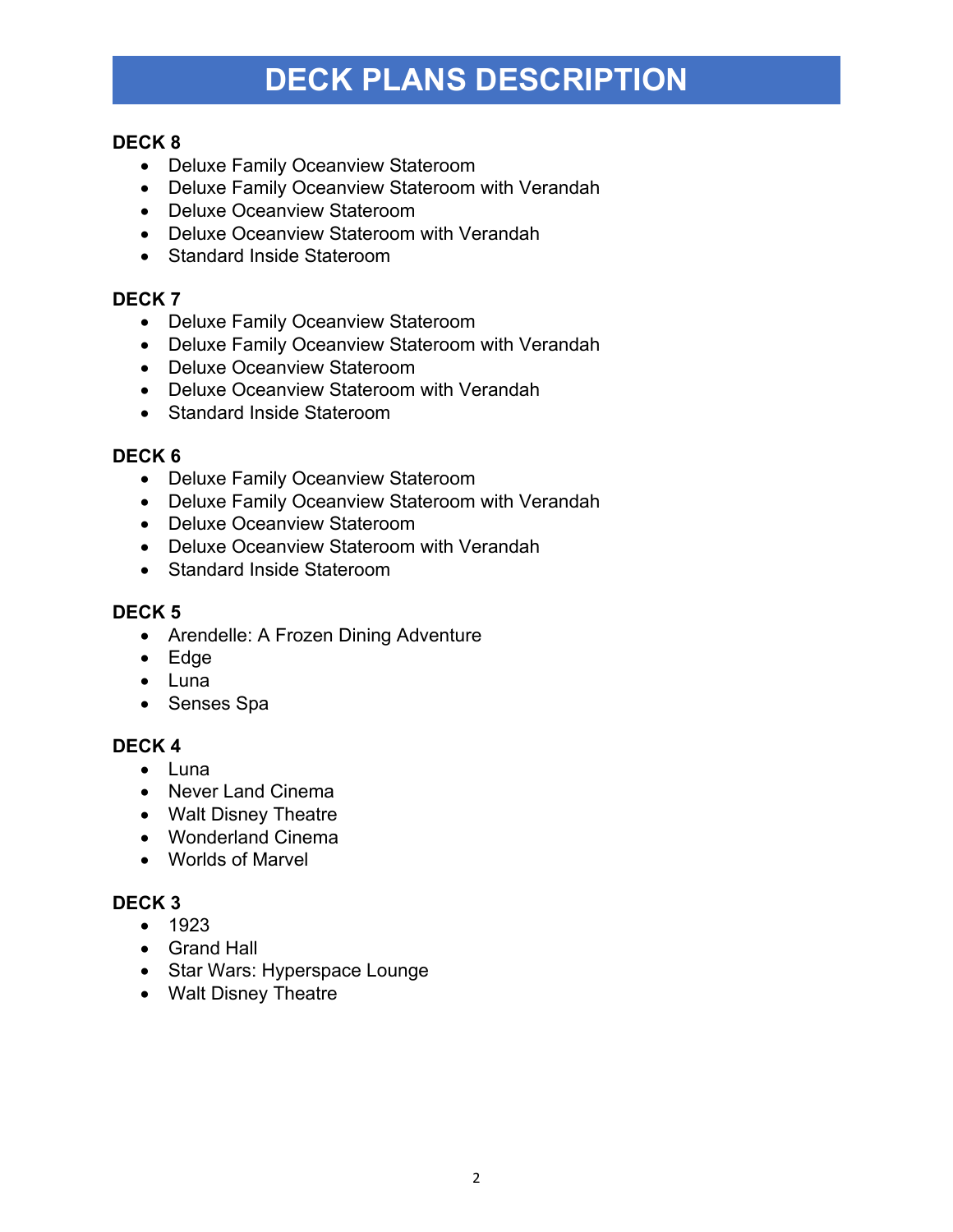# DECK PLANS DESCRIPTION

**DECK 8**

- Deluxe Family Oceanview Stateroom
- Deluxe Family Oceanview Stateroom with Verandah
- Deluxe Oceanview Stateroom
- Deluxe Oceanview Stateroom with Verandah
- Standard Inside Stateroom

**DECK 7**

- Deluxe Family Oceanview Stateroom
- Deluxe Family Oceanview Stateroom with Verandah
- Deluxe Oceanview Stateroom
- Deluxe Oceanview Stateroom with Verandah
- Standard Inside Stateroom

**DECK 6**

- Deluxe Family Oceanview Stateroom
- Deluxe Family Oceanview Stateroom with Verandah
- Deluxe Oceanview Stateroom
- Deluxe Oceanview Stateroom with Verandah
- Standard Inside Stateroom

**DECK 5**

- Arendelle: A Frozen Dining Adventure
- Edge
- Luna
- Senses Spa

**DECK 4**

- Luna
- Never Land Cinema
- Walt Disney Theatre
- Wonderland Cinema
- Worlds of Marvel

**DECK 3**

- 1923
- Grand Hall
- Star Wars: Hyperspace Lounge
- Walt Disney Theatre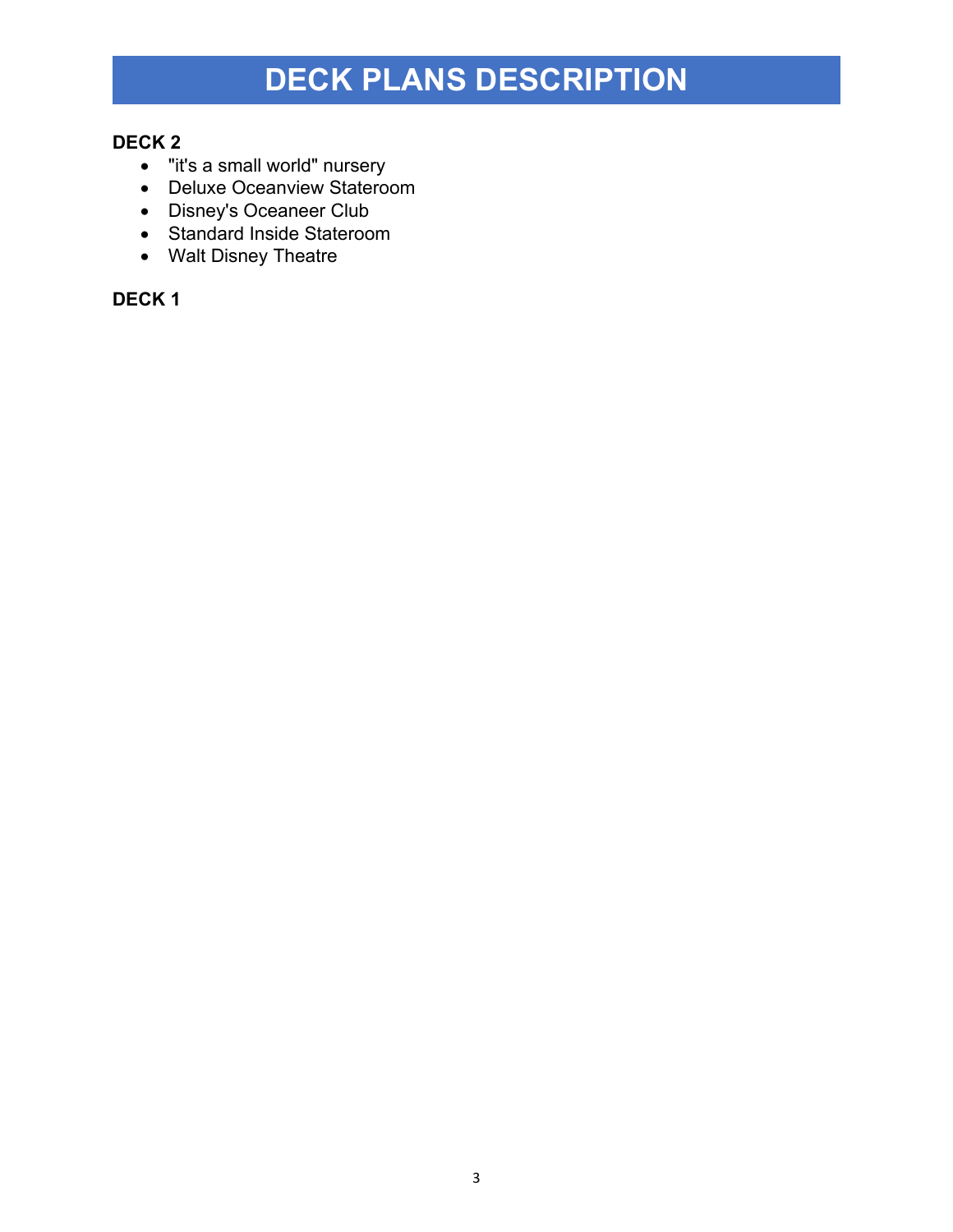# DECK PLANS DESCRIPTION

**DECK 2**

- "it's a small world" nursery
- Deluxe Oceanview Stateroom
- Disney's Oceaneer Club
- Standard Inside Stateroom
- Walt Disney Theatre

**DECK 1**